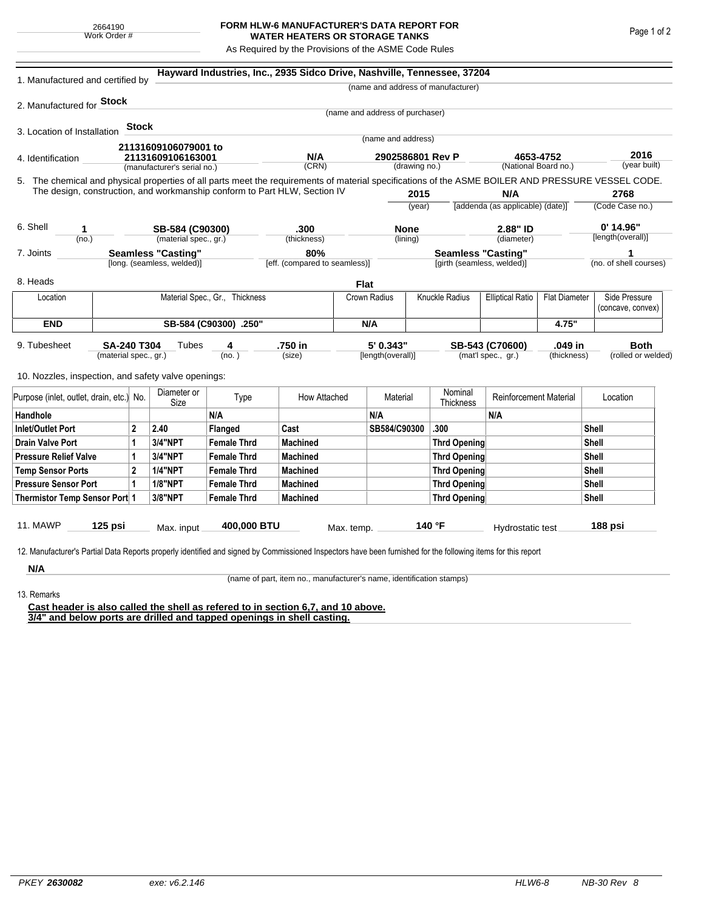2664190
Work Order #

# FORM HLW-6 MANUFACTURER'S DATA REPORT FOR WATER HEATERS OR STORAGE TANKS

As Required by the Provisions of the ASME Code Rules

1. Manufactured and certified by **Hayward Industries, Inc., 2935 Sidco Drive, Nashville, Tennessee, 37204**
(name and address of manufacturer)

2. Manufactured for **Stock**
(name and address of purchaser)

3. Location of Installation **Stock**
(name and address)

4. Identification **21131609106079001 to 21131609106163001** (manufacturer's serial no.) | **N/A** (CRN) | **2902586801 Rev P** (drawing no.) | **4653-4752** (National Board no.) | **2016** (year built)

5. The chemical and physical properties of all parts meet the requirements of material specifications of the ASME BOILER AND PRESSURE VESSEL CODE. The design, construction, and workmanship conform to Part HLW, Section IV **2015** (year) | **N/A** [addenda (as applicable) (date)] | **2768** (Code Case no.)

6. Shell **1** (no.) | **SB-584 (C90300)** (material spec., gr.) | **.300** (thickness) | **None** (lining) | **2.88" ID** (diameter) | **0' 14.96"** [length(overall)]

7. Joints **Seamless "Casting"** [long. (seamless, welded)] | **80%** [eff. (compared to seamless)] | **Seamless "Casting"** [girth (seamless, welded)] | **1** (no. of shell courses)

8. Heads **Flat**

| Location | Material Spec., Gr., Thickness | Crown Radius | Knuckle Radius | Elliptical Ratio | Flat Diameter | Side Pressure (concave, convex) |
|---|---|---|---|---|---|---|
| **END** | **SB-584 (C90300) .250"** | **N/A** | | | **4.75"** | |

9. Tubesheet **SA-240 T304** (material spec., gr.) Tubes **4** (no.) | **.750 in** (size) | **5' 0.343"** [length(overall)] | **SB-543 (C70600)** (mat'l spec., gr.) | **.049 in** (thickness) | **Both** (rolled or welded)

10. Nozzles, inspection, and safety valve openings:

| Purpose (inlet, outlet, drain, etc.) | No. | Diameter or Size | Type | How Attached | Material | Nominal Thickness | Reinforcement Material | Location |
|---|---|---|---|---|---|---|---|---|
| **Handhole** | | | **N/A** | | **N/A** | | **N/A** | |
| **Inlet/Outlet Port** | **2** | **2.40** | **Flanged** | **Cast** | **SB584/C90300** | **.300** | | **Shell** |
| **Drain Valve Port** | **1** | **3/4"NPT** | **Female Thrd** | **Machined** | | **Thrd Opening** | | **Shell** |
| **Pressure Relief Valve** | **1** | **3/4"NPT** | **Female Thrd** | **Machined** | | **Thrd Opening** | | **Shell** |
| **Temp Sensor Ports** | **2** | **1/4"NPT** | **Female Thrd** | **Machined** | | **Thrd Opening** | | **Shell** |
| **Pressure Sensor Port** | **1** | **1/8"NPT** | **Female Thrd** | **Machined** | | **Thrd Opening** | | **Shell** |
| **Thermistor Temp Sensor Port** | **1** | **3/8"NPT** | **Female Thrd** | **Machined** | | **Thrd Opening** | | **Shell** |

11. MAWP **125 psi** Max. input **400,000 BTU** Max. temp. **140 °F** Hydrostatic test **188 psi**

12. Manufacturer's Partial Data Reports properly identified and signed by Commissioned Inspectors have been furnished for the following items for this report

**N/A**
(name of part, item no., manufacturer's name, identification stamps)

13. Remarks

**Cast header is also called the shell as refered to in section 6,7, and 10 above.**
**3/4" and below ports are drilled and tapped openings in shell casting.**

PKEY **2630082** exe: v6.2.146 HLW6-8 NB-30 Rev 8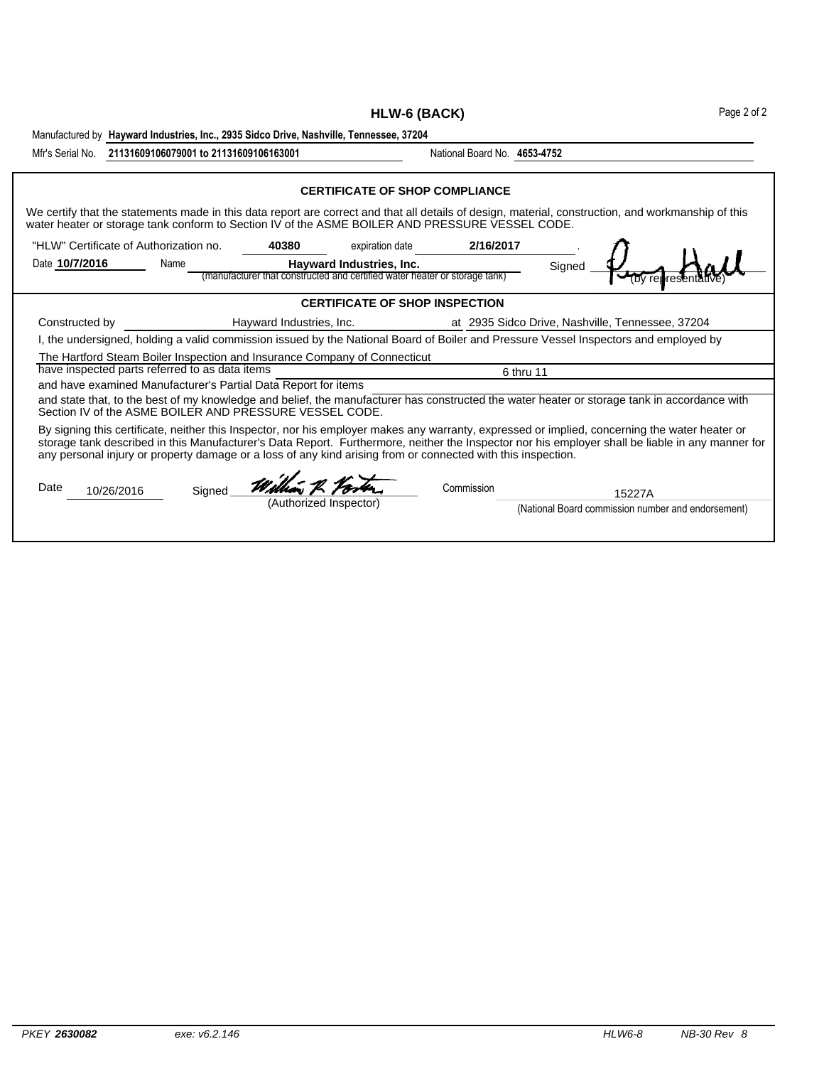# HLW-6 (BACK)

Manufactured by **Hayward Industries, Inc., 2935 Sidco Drive, Nashville, Tennessee, 37204**

Mfr's Serial No. **21131609106079001 to 21131609106163001** National Board No. **4653-4752**

## CERTIFICATE OF SHOP COMPLIANCE

We certify that the statements made in this data report are correct and that all details of design, material, construction, and workmanship of this water heater or storage tank conform to Section IV of the ASME BOILER AND PRESSURE VESSEL CODE.

"HLW" Certificate of Authorization no. **40380** expiration date **2/16/2017**.

Date **10/7/2016** Name **Hayward Industries, Inc.** (manufacturer that constructed and certified water heater or storage tank) Signed Perry Hall (by representative)

## CERTIFICATE OF SHOP INSPECTION

Constructed by Hayward Industries, Inc. at 2935 Sidco Drive, Nashville, Tennessee, 37204

I, the undersigned, holding a valid commission issued by the National Board of Boiler and Pressure Vessel Inspectors and employed by The Hartford Steam Boiler Inspection and Insurance Company of Connecticut

have inspected parts referred to as data items 6 thru 11

and have examined Manufacturer's Partial Data Report for items

and state that, to the best of my knowledge and belief, the manufacturer has constructed the water heater or storage tank in accordance with Section IV of the ASME BOILER AND PRESSURE VESSEL CODE.

By signing this certificate, neither this Inspector, nor his employer makes any warranty, expressed or implied, concerning the water heater or storage tank described in this Manufacturer's Data Report. Furthermore, neither the Inspector nor his employer shall be liable in any manner for any personal injury or property damage or a loss of any kind arising from or connected with this inspection.

Date 10/26/2016 Signed William R. Foster (Authorized Inspector) Commission 15227A (National Board commission number and endorsement)

*PKEY* ***2630082*** *exe: v6.2.146* *HLW6-8* *NB-30 Rev 8*